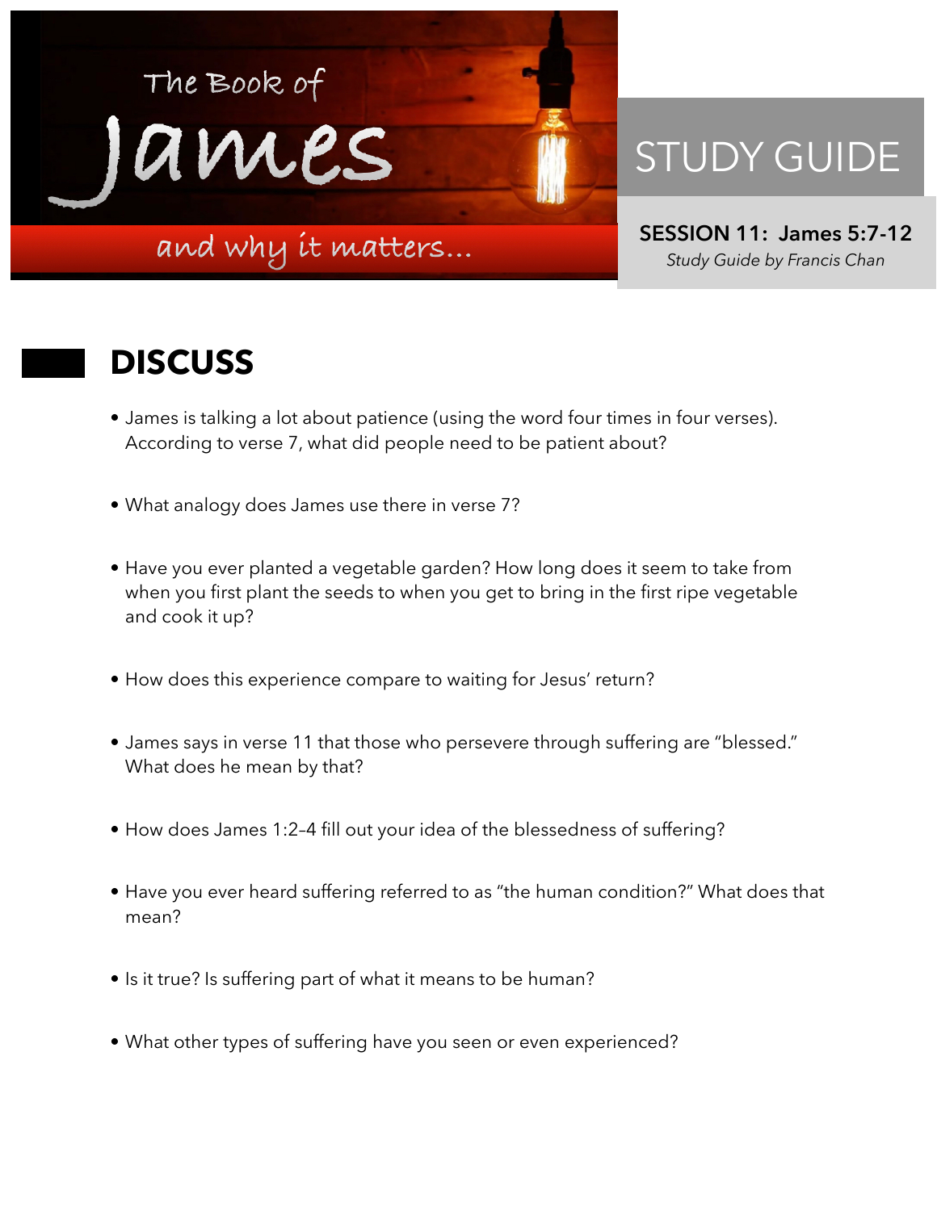# The Book of James

and why it matters...

## STUDY GUIDE

**SESSION 11: James 5:7-12**

*Study Guide by Francis Chan*

## DISCUSS

- James is talking a lot about patience (using the word four times in four verses). According to verse 7, what did people need to be patient about?

- What analogy does James use there in verse 7?

- Have you ever planted a vegetable garden? How long does it seem to take from when you first plant the seeds to when you get to bring in the first ripe vegetable and cook it up?

- How does this experience compare to waiting for Jesus' return?

- James says in verse 11 that those who persevere through suffering are "blessed." What does he mean by that?

- How does James 1:2–4 fill out your idea of the blessedness of suffering?

- Have you ever heard suffering referred to as "the human condition?" What does that mean?

- Is it true? Is suffering part of what it means to be human?

- What other types of suffering have you seen or even experienced?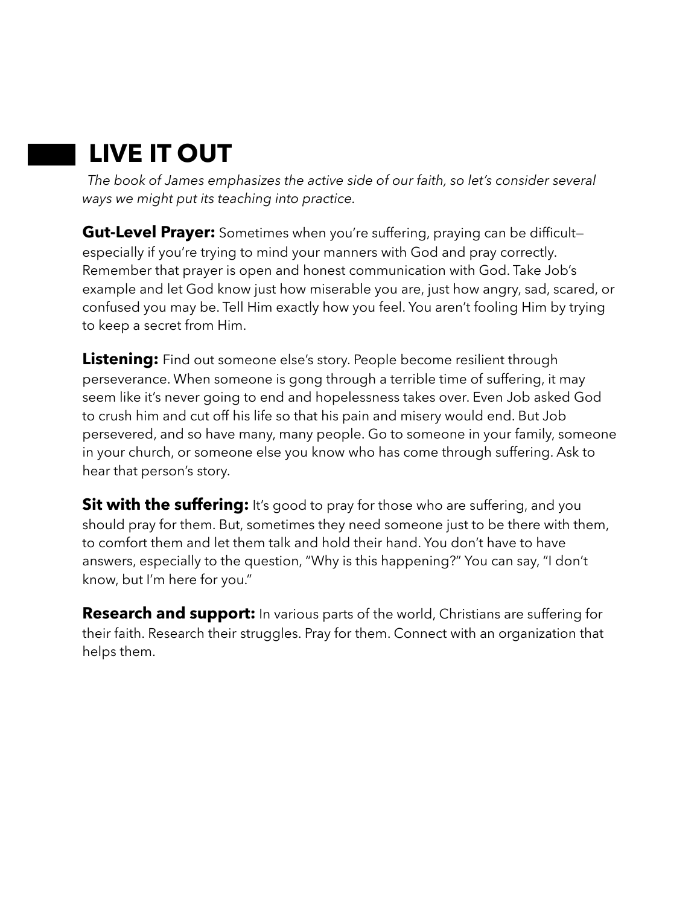## LIVE IT OUT

*The book of James emphasizes the active side of our faith, so let's consider several ways we might put its teaching into practice.*

**Gut-Level Prayer:** Sometimes when you're suffering, praying can be difficult—especially if you're trying to mind your manners with God and pray correctly. Remember that prayer is open and honest communication with God. Take Job's example and let God know just how miserable you are, just how angry, sad, scared, or confused you may be. Tell Him exactly how you feel. You aren't fooling Him by trying to keep a secret from Him.

**Listening:** Find out someone else's story. People become resilient through perseverance. When someone is gong through a terrible time of suffering, it may seem like it's never going to end and hopelessness takes over. Even Job asked God to crush him and cut off his life so that his pain and misery would end. But Job persevered, and so have many, many people. Go to someone in your family, someone in your church, or someone else you know who has come through suffering. Ask to hear that person's story.

**Sit with the suffering:** It's good to pray for those who are suffering, and you should pray for them. But, sometimes they need someone just to be there with them, to comfort them and let them talk and hold their hand. You don't have to have answers, especially to the question, "Why is this happening?" You can say, "I don't know, but I'm here for you."

**Research and support:** In various parts of the world, Christians are suffering for their faith. Research their struggles. Pray for them. Connect with an organization that helps them.